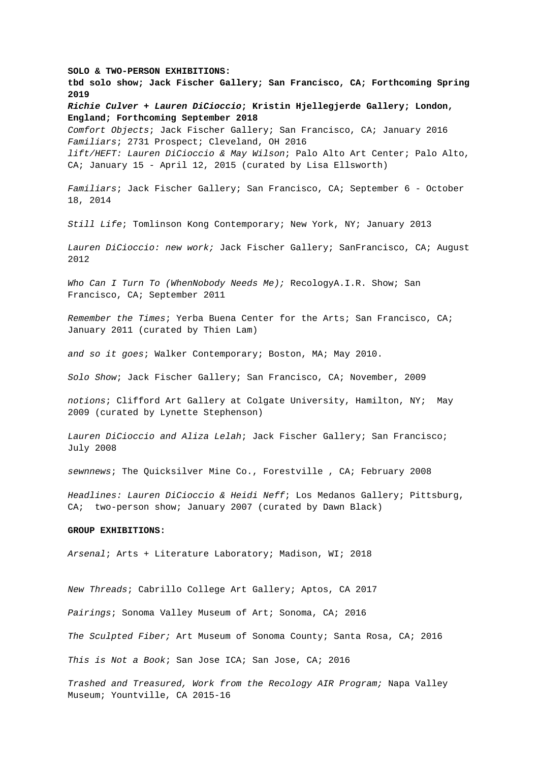**SOLO & TWO-PERSON EXHIBITIONS:**

**tbd solo show; Jack Fischer Gallery; San Francisco, CA; Forthcoming Spring 2019**

***Richie Culver + Lauren DiCioccio*; Kristin Hjellegjerde Gallery; London, England; Forthcoming September 2018**

*Comfort Objects*; Jack Fischer Gallery; San Francisco, CA; January 2016

*Familiars*; 2731 Prospect; Cleveland, OH 2016

*lift/HEFT: Lauren DiCioccio & May Wilson*; Palo Alto Art Center; Palo Alto, CA; January 15 - April 12, 2015 (curated by Lisa Ellsworth)

*Familiars*; Jack Fischer Gallery; San Francisco, CA; September 6 - October 18, 2014

*Still Life*; Tomlinson Kong Contemporary; New York, NY; January 2013

*Lauren DiCioccio: new work;* Jack Fischer Gallery; SanFrancisco, CA; August 2012

*Who Can I Turn To (WhenNobody Needs Me);* RecologyA.I.R. Show; San Francisco, CA; September 2011

*Remember the Times*; Yerba Buena Center for the Arts; San Francisco, CA; January 2011 (curated by Thien Lam)

*and so it goes*; Walker Contemporary; Boston, MA; May 2010.

*Solo Show*; Jack Fischer Gallery; San Francisco, CA; November, 2009

*notions*; Clifford Art Gallery at Colgate University, Hamilton, NY; May 2009 (curated by Lynette Stephenson)

*Lauren DiCioccio and Aliza Lelah*; Jack Fischer Gallery; San Francisco; July 2008

*sewnnews*; The Quicksilver Mine Co., Forestville , CA; February 2008

*Headlines: Lauren DiCioccio & Heidi Neff*; Los Medanos Gallery; Pittsburg, CA; two-person show; January 2007 (curated by Dawn Black)

**GROUP EXHIBITIONS:**

*Arsenal*; Arts + Literature Laboratory; Madison, WI; 2018

*New Threads*; Cabrillo College Art Gallery; Aptos, CA 2017

*Pairings*; Sonoma Valley Museum of Art; Sonoma, CA; 2016

*The Sculpted Fiber;* Art Museum of Sonoma County; Santa Rosa, CA; 2016

*This is Not a Book*; San Jose ICA; San Jose, CA; 2016

*Trashed and Treasured, Work from the Recology AIR Program;* Napa Valley Museum; Yountville, CA 2015-16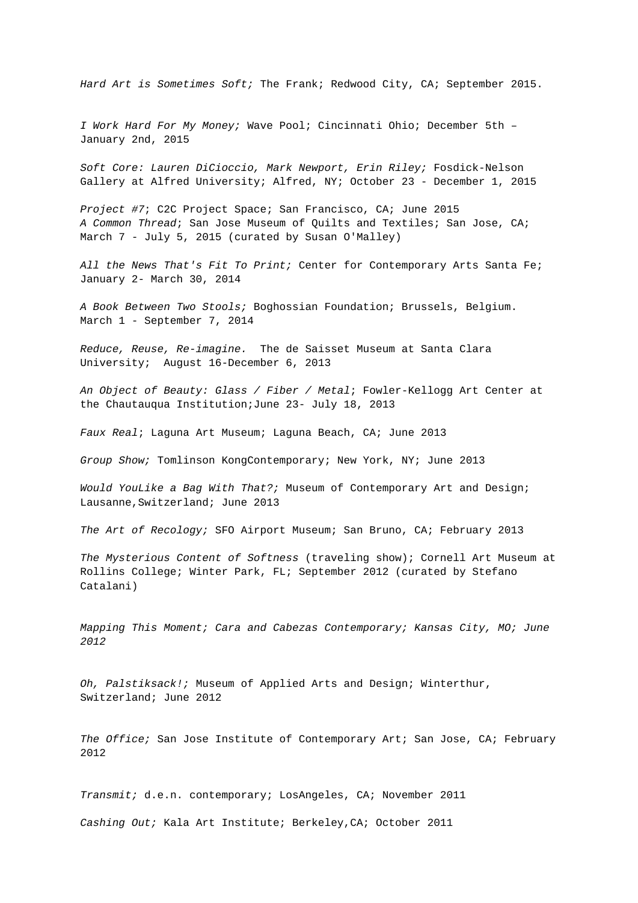*Hard Art is Sometimes Soft;* The Frank; Redwood City, CA; September 2015.

*I Work Hard For My Money;* Wave Pool; Cincinnati Ohio; December 5th – January 2nd, 2015

*Soft Core: Lauren DiCioccio, Mark Newport, Erin Riley;* Fosdick-Nelson Gallery at Alfred University; Alfred, NY; October 23 - December 1, 2015

*Project #7*; C2C Project Space; San Francisco, CA; June 2015
*A Common Thread*; San Jose Museum of Quilts and Textiles; San Jose, CA; March 7 - July 5, 2015 (curated by Susan O'Malley)

*All the News That's Fit To Print;* Center for Contemporary Arts Santa Fe; January 2- March 30, 2014

*A Book Between Two Stools;* Boghossian Foundation; Brussels, Belgium. March 1 - September 7, 2014

*Reduce, Reuse, Re-imagine.* The de Saisset Museum at Santa Clara University; August 16-December 6, 2013

*An Object of Beauty: Glass / Fiber / Metal*; Fowler-Kellogg Art Center at the Chautauqua Institution;June 23- July 18, 2013

*Faux Real*; Laguna Art Museum; Laguna Beach, CA; June 2013

*Group Show;* Tomlinson KongContemporary; New York, NY; June 2013

*Would YouLike a Bag With That?;* Museum of Contemporary Art and Design; Lausanne,Switzerland; June 2013

*The Art of Recology;* SFO Airport Museum; San Bruno, CA; February 2013

*The Mysterious Content of Softness* (traveling show); Cornell Art Museum at Rollins College; Winter Park, FL; September 2012 (curated by Stefano Catalani)

*Mapping This Moment; Cara and Cabezas Contemporary; Kansas City, MO; June 2012*

*Oh, Palstiksack!;* Museum of Applied Arts and Design; Winterthur, Switzerland; June 2012

*The Office;* San Jose Institute of Contemporary Art; San Jose, CA; February 2012

*Transmit;* d.e.n. contemporary; LosAngeles, CA; November 2011

*Cashing Out;* Kala Art Institute; Berkeley,CA; October 2011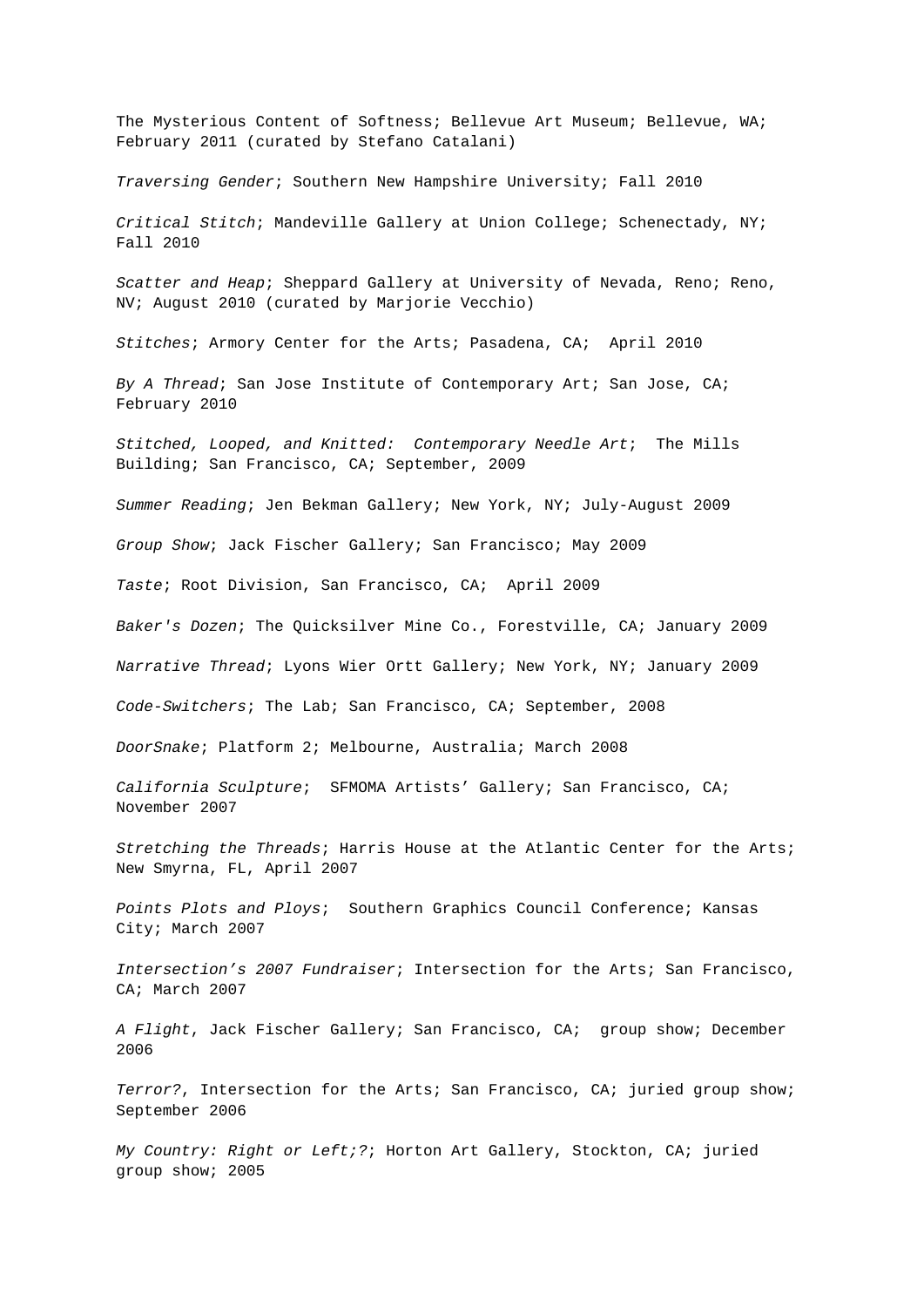The Mysterious Content of Softness; Bellevue Art Museum; Bellevue, WA; February 2011 (curated by Stefano Catalani)

*Traversing Gender*; Southern New Hampshire University; Fall 2010

*Critical Stitch*; Mandeville Gallery at Union College; Schenectady, NY; Fall 2010

*Scatter and Heap*; Sheppard Gallery at University of Nevada, Reno; Reno, NV; August 2010 (curated by Marjorie Vecchio)

*Stitches*; Armory Center for the Arts; Pasadena, CA; April 2010

*By A Thread*; San Jose Institute of Contemporary Art; San Jose, CA; February 2010

*Stitched, Looped, and Knitted: Contemporary Needle Art*; The Mills Building; San Francisco, CA; September, 2009

*Summer Reading*; Jen Bekman Gallery; New York, NY; July-August 2009

*Group Show*; Jack Fischer Gallery; San Francisco; May 2009

*Taste*; Root Division, San Francisco, CA; April 2009

*Baker's Dozen*; The Quicksilver Mine Co., Forestville, CA; January 2009

*Narrative Thread*; Lyons Wier Ortt Gallery; New York, NY; January 2009

*Code-Switchers*; The Lab; San Francisco, CA; September, 2008

*DoorSnake*; Platform 2; Melbourne, Australia; March 2008

*California Sculpture*; SFMOMA Artists' Gallery; San Francisco, CA; November 2007

*Stretching the Threads*; Harris House at the Atlantic Center for the Arts; New Smyrna, FL, April 2007

*Points Plots and Ploys*; Southern Graphics Council Conference; Kansas City; March 2007

*Intersection's 2007 Fundraiser*; Intersection for the Arts; San Francisco, CA; March 2007

*A Flight*, Jack Fischer Gallery; San Francisco, CA; group show; December 2006

*Terror?*, Intersection for the Arts; San Francisco, CA; juried group show; September 2006

*My Country: Right or Left;?*; Horton Art Gallery, Stockton, CA; juried group show; 2005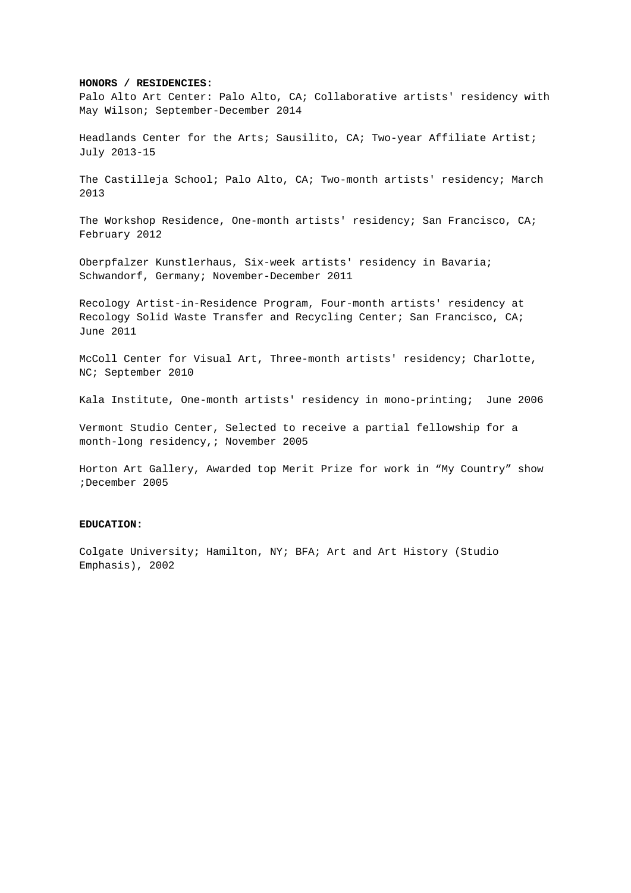**HONORS / RESIDENCIES:**

Palo Alto Art Center: Palo Alto, CA; Collaborative artists' residency with May Wilson; September-December 2014

Headlands Center for the Arts; Sausilito, CA; Two-year Affiliate Artist; July 2013-15

The Castilleja School; Palo Alto, CA; Two-month artists' residency; March 2013

The Workshop Residence, One-month artists' residency; San Francisco, CA; February 2012

Oberpfalzer Kunstlerhaus, Six-week artists' residency in Bavaria; Schwandorf, Germany; November-December 2011

Recology Artist-in-Residence Program, Four-month artists' residency at Recology Solid Waste Transfer and Recycling Center; San Francisco, CA; June 2011

McColl Center for Visual Art, Three-month artists' residency; Charlotte, NC; September 2010

Kala Institute, One-month artists' residency in mono-printing; June 2006

Vermont Studio Center, Selected to receive a partial fellowship for a month-long residency,; November 2005

Horton Art Gallery, Awarded top Merit Prize for work in “My Country” show ;December 2005

**EDUCATION:**

Colgate University; Hamilton, NY; BFA; Art and Art History (Studio Emphasis), 2002